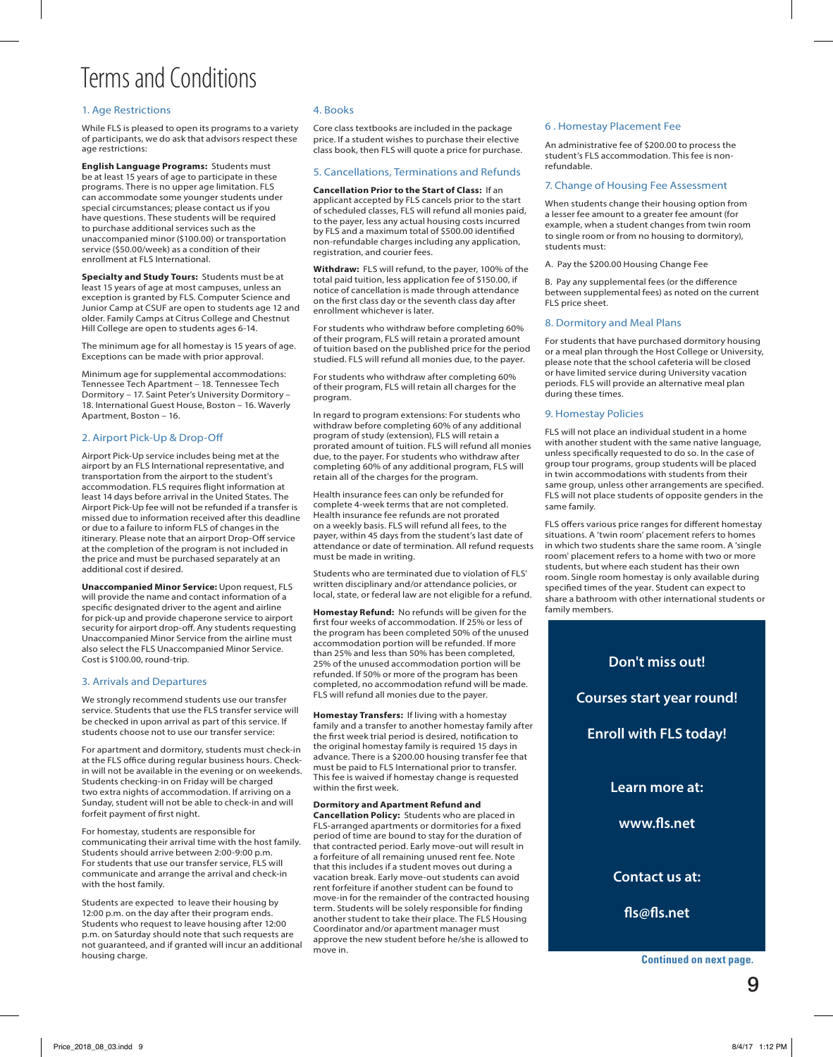// Terms and Conditions

# Terms and Conditions

## 1. Age Restrictions

While FLS is pleased to open its programs to a variety of participants, we do ask that advisors respect these age restrictions:

**English Language Programs:** Students must be at least 15 years of age to participate in these programs. There is no upper age limitation. FLS can accommodate some younger students under special circumstances; please contact us if you have questions. These students will be required to purchase additional services such as the unaccompanied minor ($100.00) or transportation service ($50.00/week) as a condition of their enrollment at FLS International.

**Specialty and Study Tours:** Students must be at least 15 years of age at most campuses, unless an exception is granted by FLS. Computer Science and Junior Camp at CSUF are open to students age 12 and older. Family Camps at Citrus College and Chestnut Hill College are open to students ages 6-14.

The minimum age for all homestay is 15 years of age. Exceptions can be made with prior approval.

Minimum age for supplemental accommodations: Tennessee Tech Apartment – 18. Tennessee Tech Dormitory – 17. Saint Peter's University Dormitory – 18. International Guest House, Boston – 16. Waverly Apartment, Boston – 16.

## 2. Airport Pick-Up & Drop-Off

Airport Pick-Up service includes being met at the airport by an FLS International representative, and transportation from the airport to the student's accommodation. FLS requires flight information at least 14 days before arrival in the United States. The Airport Pick-Up fee will not be refunded if a transfer is missed due to information received after this deadline or due to a failure to inform FLS of changes in the itinerary. Please note that an airport Drop-Off service at the completion of the program is not included in the price and must be purchased separately at an additional cost if desired.

**Unaccompanied Minor Service:** Upon request, FLS will provide the name and contact information of a specific designated driver to the agent and airline for pick-up and provide chaperone service to airport security for airport drop-off. Any students requesting Unaccompanied Minor Service from the airline must also select the FLS Unaccompanied Minor Service. Cost is $100.00, round-trip.

## 3. Arrivals and Departures

We strongly recommend students use our transfer service. Students that use the FLS transfer service will be checked in upon arrival as part of this service. If students choose not to use our transfer service:

For apartment and dormitory, students must check-in at the FLS office during regular business hours. Check-in will not be available in the evening or on weekends. Students checking-in on Friday will be charged two extra nights of accommodation. If arriving on a Sunday, student will not be able to check-in and will forfeit payment of first night.

For homestay, students are responsible for communicating their arrival time with the host family. Students should arrive between 2:00-9:00 p.m. For students that use our transfer service, FLS will communicate and arrange the arrival and check-in with the host family.

Students are expected to leave their housing by 12:00 p.m. on the day after their program ends. Students who request to leave housing after 12:00 p.m. on Saturday should note that such requests are not guaranteed, and if granted will incur an additional housing charge.

## 4. Books

Core class textbooks are included in the package price. If a student wishes to purchase their elective class book, then FLS will quote a price for purchase.

## 5. Cancellations, Terminations and Refunds

**Cancellation Prior to the Start of Class:** If an applicant accepted by FLS cancels prior to the start of scheduled classes, FLS will refund all monies paid, to the payer, less any actual housing costs incurred by FLS and a maximum total of $500.00 identified non-refundable charges including any application, registration, and courier fees.

**Withdraw:** FLS will refund, to the payer, 100% of the total paid tuition, less application fee of $150.00, if notice of cancellation is made through attendance on the first class day or the seventh class day after enrollment whichever is later.

For students who withdraw before completing 60% of their program, FLS will retain a prorated amount of tuition based on the published price for the period studied. FLS will refund all monies due, to the payer.

For students who withdraw after completing 60% of their program, FLS will retain all charges for the program.

In regard to program extensions: For students who withdraw before completing 60% of any additional program of study (extension), FLS will retain a prorated amount of tuition. FLS will refund all monies due, to the payer. For students who withdraw after completing 60% of any additional program, FLS will retain all of the charges for the program.

Health insurance fees can only be refunded for complete 4-week terms that are not completed. Health insurance fee refunds are not prorated on a weekly basis. FLS will refund all fees, to the payer, within 45 days from the student's last date of attendance or date of termination. All refund requests must be made in writing.

Students who are terminated due to violation of FLS' written disciplinary and/or attendance policies, or local, state, or federal law are not eligible for a refund.

**Homestay Refund:** No refunds will be given for the first four weeks of accommodation. If 25% or less of the program has been completed 50% of the unused accommodation portion will be refunded. If more than 25% and less than 50% has been completed, 25% of the unused accommodation portion will be refunded. If 50% or more of the program has been completed, no accommodation refund will be made. FLS will refund all monies due to the payer.

**Homestay Transfers:** If living with a homestay family and a transfer to another homestay family after the first week trial period is desired, notification to the original homestay family is required 15 days in advance. There is a $200.00 housing transfer fee that must be paid to FLS International prior to transfer. This fee is waived if homestay change is requested within the first week.

**Dormitory and Apartment Refund and Cancellation Policy:** Students who are placed in FLS-arranged apartments or dormitories for a fixed period of time are bound to stay for the duration of that contracted period. Early move-out will result in a forfeiture of all remaining unused rent fee. Note that this includes if a student moves out during a vacation break. Early move-out students can avoid rent forfeiture if another student can be found to move-in for the remainder of the contracted housing term. Students will be solely responsible for finding another student to take their place. The FLS Housing Coordinator and/or apartment manager must approve the new student before he/she is allowed to move in.

## 6. Homestay Placement Fee

An administrative fee of $200.00 to process the student's FLS accommodation. This fee is non-refundable.

## 7. Change of Housing Fee Assessment

When students change their housing option from a lesser fee amount to a greater fee amount (for example, when a student changes from twin room to single room or from no housing to dormitory), students must:

A. Pay the $200.00 Housing Change Fee

B. Pay any supplemental fees (or the difference between supplemental fees) as noted on the current FLS price sheet.

## 8. Dormitory and Meal Plans

For students that have purchased dormitory housing or a meal plan through the Host College or University, please note that the school cafeteria will be closed or have limited service during University vacation periods. FLS will provide an alternative meal plan during these times.

## 9. Homestay Policies

FLS will not place an individual student in a home with another student with the same native language, unless specifically requested to do so. In the case of group tour programs, group students will be placed in twin accommodations with students from their same group, unless other arrangements are specified. FLS will not place students of opposite genders in the same family.

FLS offers various price ranges for different homestay situations. A 'twin room' placement refers to homes in which two students share the same room. A 'single room' placement refers to a home with two or more students, but where each student has their own room. Single room homestay is only available during specified times of the year. Student can expect to share a bathroom with other international students or family members.

**Don't miss out!**

**Courses start year round!**

**Enroll with FLS today!**

**Learn more at:**

**www.fls.net**

**Contact us at:**

**fls@fls.net**

**Continued on next page.**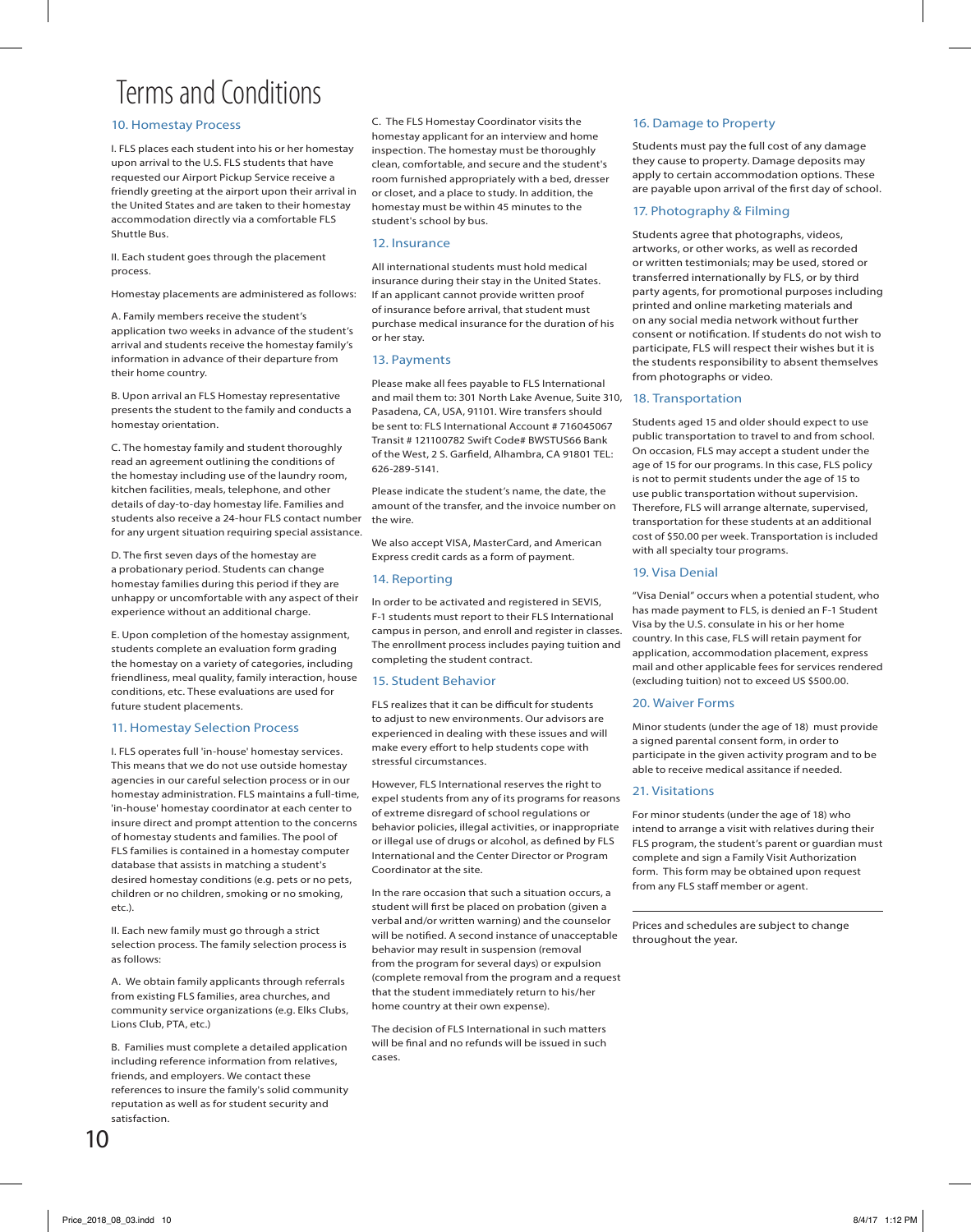# Terms and Conditions

## 10. Homestay Process

I. FLS places each student into his or her homestay upon arrival to the U.S. FLS students that have requested our Airport Pickup Service receive a friendly greeting at the airport upon their arrival in the United States and are taken to their homestay accommodation directly via a comfortable FLS Shuttle Bus.

II. Each student goes through the placement process.

Homestay placements are administered as follows:

A. Family members receive the student's application two weeks in advance of the student's arrival and students receive the homestay family's information in advance of their departure from their home country.

B. Upon arrival an FLS Homestay representative presents the student to the family and conducts a homestay orientation.

C. The homestay family and student thoroughly read an agreement outlining the conditions of the homestay including use of the laundry room, kitchen facilities, meals, telephone, and other details of day-to-day homestay life. Families and students also receive a 24-hour FLS contact number for any urgent situation requiring special assistance.

D. The first seven days of the homestay are a probationary period. Students can change homestay families during this period if they are unhappy or uncomfortable with any aspect of their experience without an additional charge.

E. Upon completion of the homestay assignment, students complete an evaluation form grading the homestay on a variety of categories, including friendliness, meal quality, family interaction, house conditions, etc. These evaluations are used for future student placements.

## 11. Homestay Selection Process

I. FLS operates full 'in-house' homestay services. This means that we do not use outside homestay agencies in our careful selection process or in our homestay administration. FLS maintains a full-time, 'in-house' homestay coordinator at each center to insure direct and prompt attention to the concerns of homestay students and families. The pool of FLS families is contained in a homestay computer database that assists in matching a student's desired homestay conditions (e.g. pets or no pets, children or no children, smoking or no smoking, etc.).

II. Each new family must go through a strict selection process. The family selection process is as follows:

A. We obtain family applicants through referrals from existing FLS families, area churches, and community service organizations (e.g. Elks Clubs, Lions Club, PTA, etc.)

B. Families must complete a detailed application including reference information from relatives, friends, and employers. We contact these references to insure the family's solid community reputation as well as for student security and satisfaction.

C. The FLS Homestay Coordinator visits the homestay applicant for an interview and home inspection. The homestay must be thoroughly clean, comfortable, and secure and the student's room furnished appropriately with a bed, dresser or closet, and a place to study. In addition, the homestay must be within 45 minutes to the student's school by bus.

## 12. Insurance

All international students must hold medical insurance during their stay in the United States. If an applicant cannot provide written proof of insurance before arrival, that student must purchase medical insurance for the duration of his or her stay.

## 13. Payments

Please make all fees payable to FLS International and mail them to: 301 North Lake Avenue, Suite 310, Pasadena, CA, USA, 91101. Wire transfers should be sent to: FLS International Account # 716045067 Transit # 121100782 Swift Code# BWSTUS66 Bank of the West, 2 S. Garfield, Alhambra, CA 91801 TEL: 626-289-5141.

Please indicate the student's name, the date, the amount of the transfer, and the invoice number on the wire.

We also accept VISA, MasterCard, and American Express credit cards as a form of payment.

## 14. Reporting

In order to be activated and registered in SEVIS, F-1 students must report to their FLS International campus in person, and enroll and register in classes. The enrollment process includes paying tuition and completing the student contract.

## 15. Student Behavior

FLS realizes that it can be difficult for students to adjust to new environments. Our advisors are experienced in dealing with these issues and will make every effort to help students cope with stressful circumstances.

However, FLS International reserves the right to expel students from any of its programs for reasons of extreme disregard of school regulations or behavior policies, illegal activities, or inappropriate or illegal use of drugs or alcohol, as defined by FLS International and the Center Director or Program Coordinator at the site.

In the rare occasion that such a situation occurs, a student will first be placed on probation (given a verbal and/or written warning) and the counselor will be notified. A second instance of unacceptable behavior may result in suspension (removal from the program for several days) or expulsion (complete removal from the program and a request that the student immediately return to his/her home country at their own expense).

The decision of FLS International in such matters will be final and no refunds will be issued in such cases.

## 16. Damage to Property

Students must pay the full cost of any damage they cause to property. Damage deposits may apply to certain accommodation options. These are payable upon arrival of the first day of school.

## 17. Photography & Filming

Students agree that photographs, videos, artworks, or other works, as well as recorded or written testimonials; may be used, stored or transferred internationally by FLS, or by third party agents, for promotional purposes including printed and online marketing materials and on any social media network without further consent or notification. If students do not wish to participate, FLS will respect their wishes but it is the students responsibility to absent themselves from photographs or video.

## 18. Transportation

Students aged 15 and older should expect to use public transportation to travel to and from school. On occasion, FLS may accept a student under the age of 15 for our programs. In this case, FLS policy is not to permit students under the age of 15 to use public transportation without supervision. Therefore, FLS will arrange alternate, supervised, transportation for these students at an additional cost of $50.00 per week. Transportation is included with all specialty tour programs.

## 19. Visa Denial

"Visa Denial" occurs when a potential student, who has made payment to FLS, is denied an F-1 Student Visa by the U.S. consulate in his or her home country. In this case, FLS will retain payment for application, accommodation placement, express mail and other applicable fees for services rendered (excluding tuition) not to exceed US $500.00.

## 20. Waiver Forms

Minor students (under the age of 18) must provide a signed parental consent form, in order to participate in the given activity program and to be able to receive medical assitance if needed.

## 21. Visitations

For minor students (under the age of 18) who intend to arrange a visit with relatives during their FLS program, the student's parent or guardian must complete and sign a Family Visit Authorization form. This form may be obtained upon request from any FLS staff member or agent.

---

Prices and schedules are subject to change throughout the year.